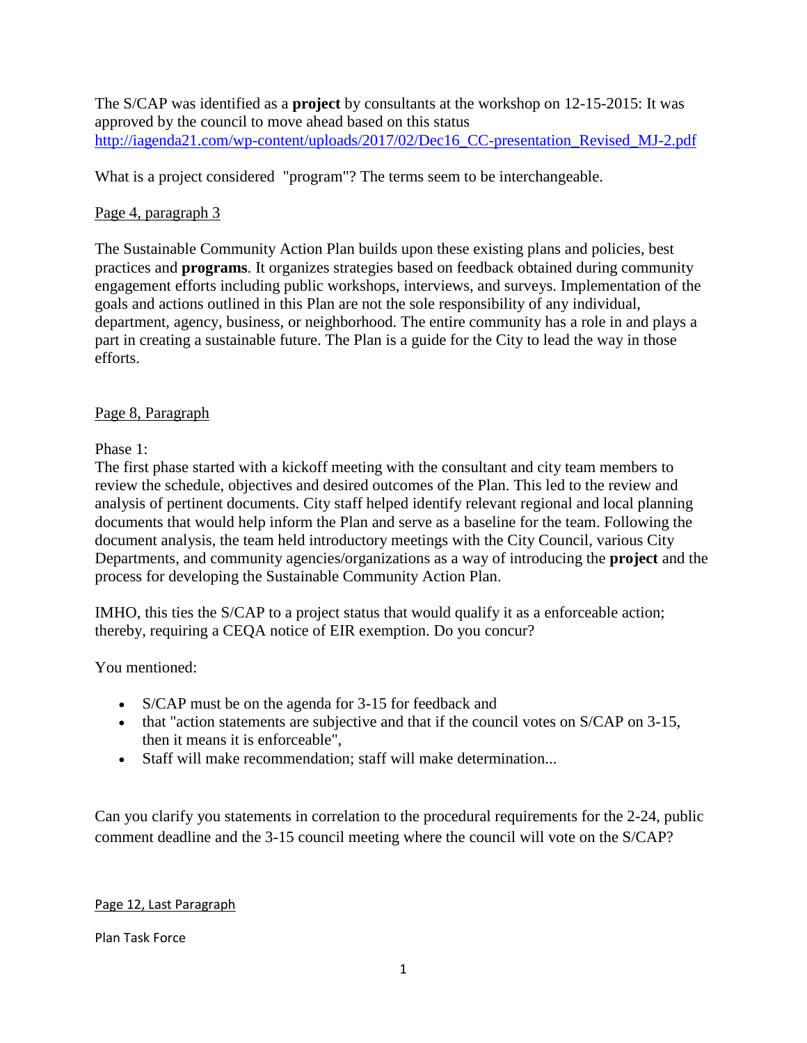The S/CAP was identified as a **project** by consultants at the workshop on 12-15-2015: It was approved by the council to move ahead based on this status http://iagenda21.com/wp-content/uploads/2017/02/Dec16_CC-presentation_Revised_MJ-2.pdf

What is a project considered "program"? The terms seem to be interchangeable.

<u>Page 4, paragraph 3</u>

The Sustainable Community Action Plan builds upon these existing plans and policies, best practices and **programs**. It organizes strategies based on feedback obtained during community engagement efforts including public workshops, interviews, and surveys. Implementation of the goals and actions outlined in this Plan are not the sole responsibility of any individual, department, agency, business, or neighborhood. The entire community has a role in and plays a part in creating a sustainable future. The Plan is a guide for the City to lead the way in those efforts.

<u>Page 8, Paragraph</u>

Phase 1:
The first phase started with a kickoff meeting with the consultant and city team members to review the schedule, objectives and desired outcomes of the Plan. This led to the review and analysis of pertinent documents. City staff helped identify relevant regional and local planning documents that would help inform the Plan and serve as a baseline for the team. Following the document analysis, the team held introductory meetings with the City Council, various City Departments, and community agencies/organizations as a way of introducing the **project** and the process for developing the Sustainable Community Action Plan.

IMHO, this ties the S/CAP to a project status that would qualify it as a enforceable action; thereby, requiring a CEQA notice of EIR exemption. Do you concur?

You mentioned:

- S/CAP must be on the agenda for 3-15 for feedback and
- that "action statements are subjective and that if the council votes on S/CAP on 3-15, then it means it is enforceable",
- Staff will make recommendation; staff will make determination...

Can you clarify you statements in correlation to the procedural requirements for the 2-24, public comment deadline and the 3-15 council meeting where the council will vote on the S/CAP?

<u>Page 12, Last Paragraph</u>

Plan Task Force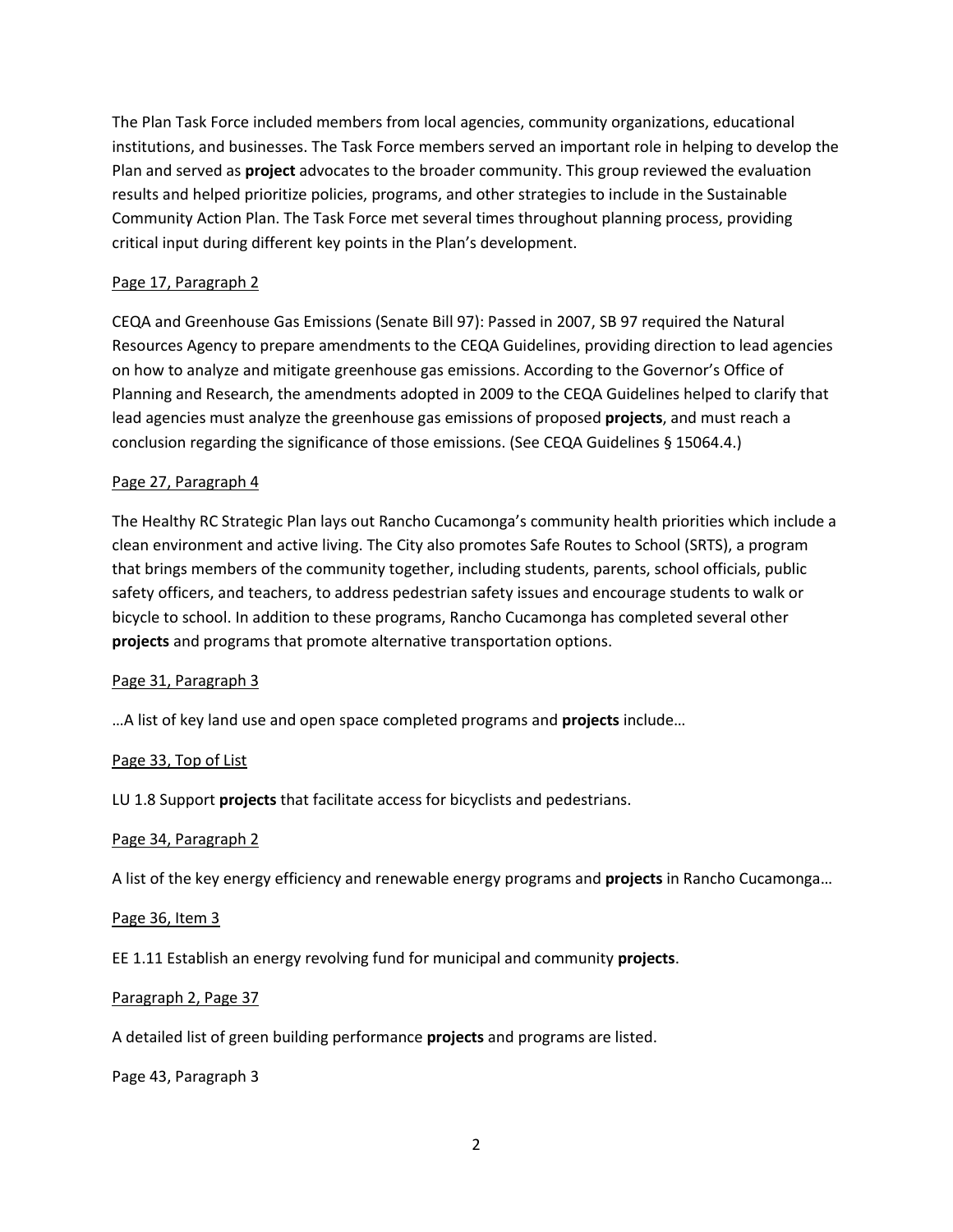The Plan Task Force included members from local agencies, community organizations, educational institutions, and businesses. The Task Force members served an important role in helping to develop the Plan and served as **project** advocates to the broader community. This group reviewed the evaluation results and helped prioritize policies, programs, and other strategies to include in the Sustainable Community Action Plan. The Task Force met several times throughout planning process, providing critical input during different key points in the Plan's development.

<u>Page 17, Paragraph 2</u>

CEQA and Greenhouse Gas Emissions (Senate Bill 97): Passed in 2007, SB 97 required the Natural Resources Agency to prepare amendments to the CEQA Guidelines, providing direction to lead agencies on how to analyze and mitigate greenhouse gas emissions. According to the Governor's Office of Planning and Research, the amendments adopted in 2009 to the CEQA Guidelines helped to clarify that lead agencies must analyze the greenhouse gas emissions of proposed **projects**, and must reach a conclusion regarding the significance of those emissions. (See CEQA Guidelines § 15064.4.)

<u>Page 27, Paragraph 4</u>

The Healthy RC Strategic Plan lays out Rancho Cucamonga's community health priorities which include a clean environment and active living. The City also promotes Safe Routes to School (SRTS), a program that brings members of the community together, including students, parents, school officials, public safety officers, and teachers, to address pedestrian safety issues and encourage students to walk or bicycle to school. In addition to these programs, Rancho Cucamonga has completed several other **projects** and programs that promote alternative transportation options.

<u>Page 31, Paragraph 3</u>

…A list of key land use and open space completed programs and **projects** include…

<u>Page 33, Top of List</u>

LU 1.8 Support **projects** that facilitate access for bicyclists and pedestrians.

<u>Page 34, Paragraph 2</u>

A list of the key energy efficiency and renewable energy programs and **projects** in Rancho Cucamonga…

<u>Page 36, Item 3</u>

EE 1.11 Establish an energy revolving fund for municipal and community **projects**.

<u>Paragraph 2, Page 37</u>

A detailed list of green building performance **projects** and programs are listed.

Page 43, Paragraph 3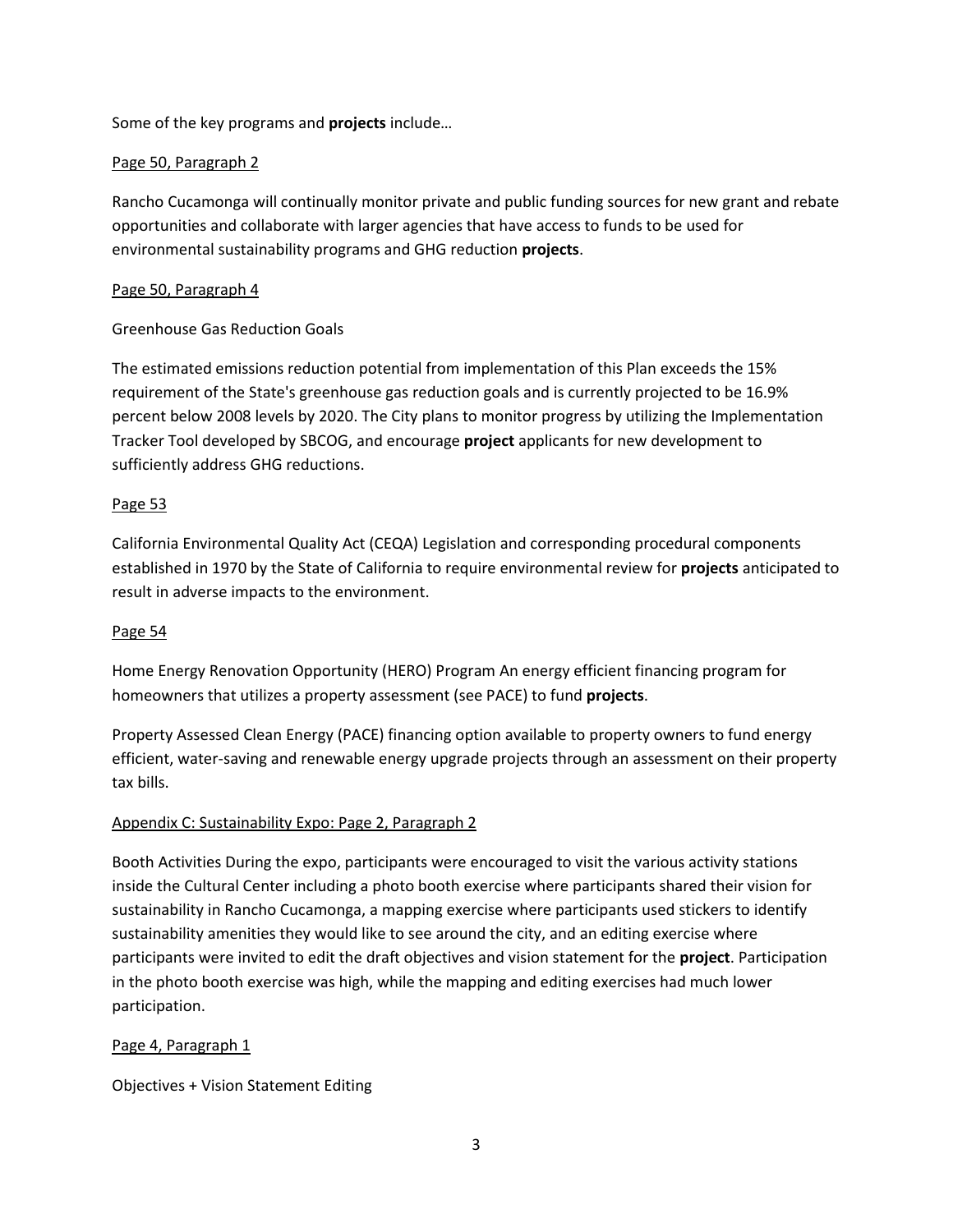Some of the key programs and **projects** include…

Page 50, Paragraph 2

Rancho Cucamonga will continually monitor private and public funding sources for new grant and rebate opportunities and collaborate with larger agencies that have access to funds to be used for environmental sustainability programs and GHG reduction **projects**.

Page 50, Paragraph 4

Greenhouse Gas Reduction Goals

The estimated emissions reduction potential from implementation of this Plan exceeds the 15% requirement of the State's greenhouse gas reduction goals and is currently projected to be 16.9% percent below 2008 levels by 2020. The City plans to monitor progress by utilizing the Implementation Tracker Tool developed by SBCOG, and encourage **project** applicants for new development to sufficiently address GHG reductions.

Page 53

California Environmental Quality Act (CEQA) Legislation and corresponding procedural components established in 1970 by the State of California to require environmental review for **projects** anticipated to result in adverse impacts to the environment.

Page 54

Home Energy Renovation Opportunity (HERO) Program An energy efficient financing program for homeowners that utilizes a property assessment (see PACE) to fund **projects**.

Property Assessed Clean Energy (PACE) financing option available to property owners to fund energy efficient, water-saving and renewable energy upgrade projects through an assessment on their property tax bills.

Appendix C: Sustainability Expo: Page 2, Paragraph 2

Booth Activities During the expo, participants were encouraged to visit the various activity stations inside the Cultural Center including a photo booth exercise where participants shared their vision for sustainability in Rancho Cucamonga, a mapping exercise where participants used stickers to identify sustainability amenities they would like to see around the city, and an editing exercise where participants were invited to edit the draft objectives and vision statement for the **project**. Participation in the photo booth exercise was high, while the mapping and editing exercises had much lower participation.

Page 4, Paragraph 1

Objectives + Vision Statement Editing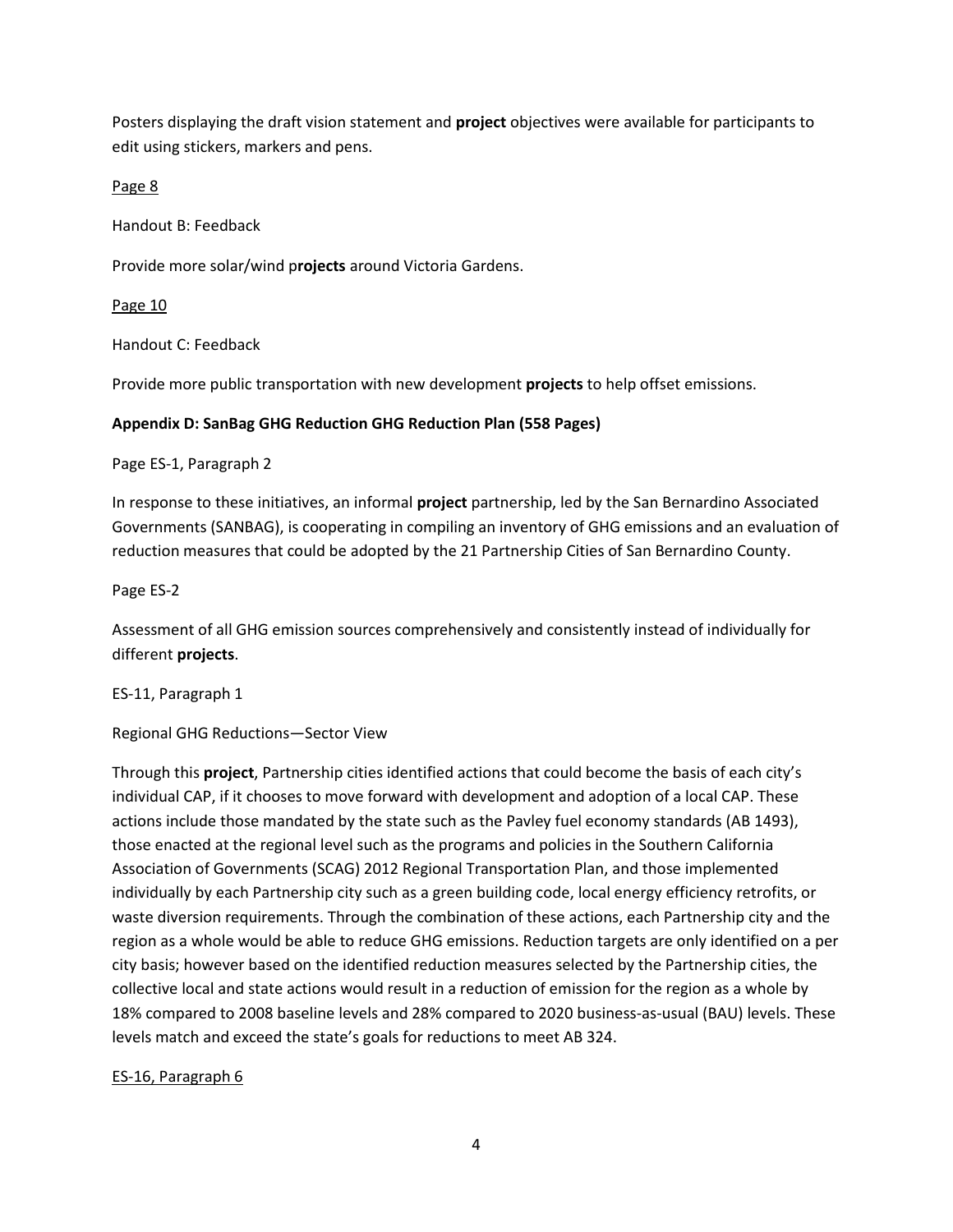Posters displaying the draft vision statement and **project** objectives were available for participants to edit using stickers, markers and pens.

<u>Page 8</u>

Handout B: Feedback

Provide more solar/wind p**rojects** around Victoria Gardens.

<u>Page 10</u>

Handout C: Feedback

Provide more public transportation with new development **projects** to help offset emissions.

**Appendix D: SanBag GHG Reduction GHG Reduction Plan (558 Pages)**

Page ES-1, Paragraph 2

In response to these initiatives, an informal **project** partnership, led by the San Bernardino Associated Governments (SANBAG), is cooperating in compiling an inventory of GHG emissions and an evaluation of reduction measures that could be adopted by the 21 Partnership Cities of San Bernardino County.

Page ES-2

Assessment of all GHG emission sources comprehensively and consistently instead of individually for different **projects**.

ES-11, Paragraph 1

Regional GHG Reductions—Sector View

Through this **project**, Partnership cities identified actions that could become the basis of each city's individual CAP, if it chooses to move forward with development and adoption of a local CAP. These actions include those mandated by the state such as the Pavley fuel economy standards (AB 1493), those enacted at the regional level such as the programs and policies in the Southern California Association of Governments (SCAG) 2012 Regional Transportation Plan, and those implemented individually by each Partnership city such as a green building code, local energy efficiency retrofits, or waste diversion requirements. Through the combination of these actions, each Partnership city and the region as a whole would be able to reduce GHG emissions. Reduction targets are only identified on a per city basis; however based on the identified reduction measures selected by the Partnership cities, the collective local and state actions would result in a reduction of emission for the region as a whole by 18% compared to 2008 baseline levels and 28% compared to 2020 business-as-usual (BAU) levels. These levels match and exceed the state's goals for reductions to meet AB 324.

<u>ES-16, Paragraph 6</u>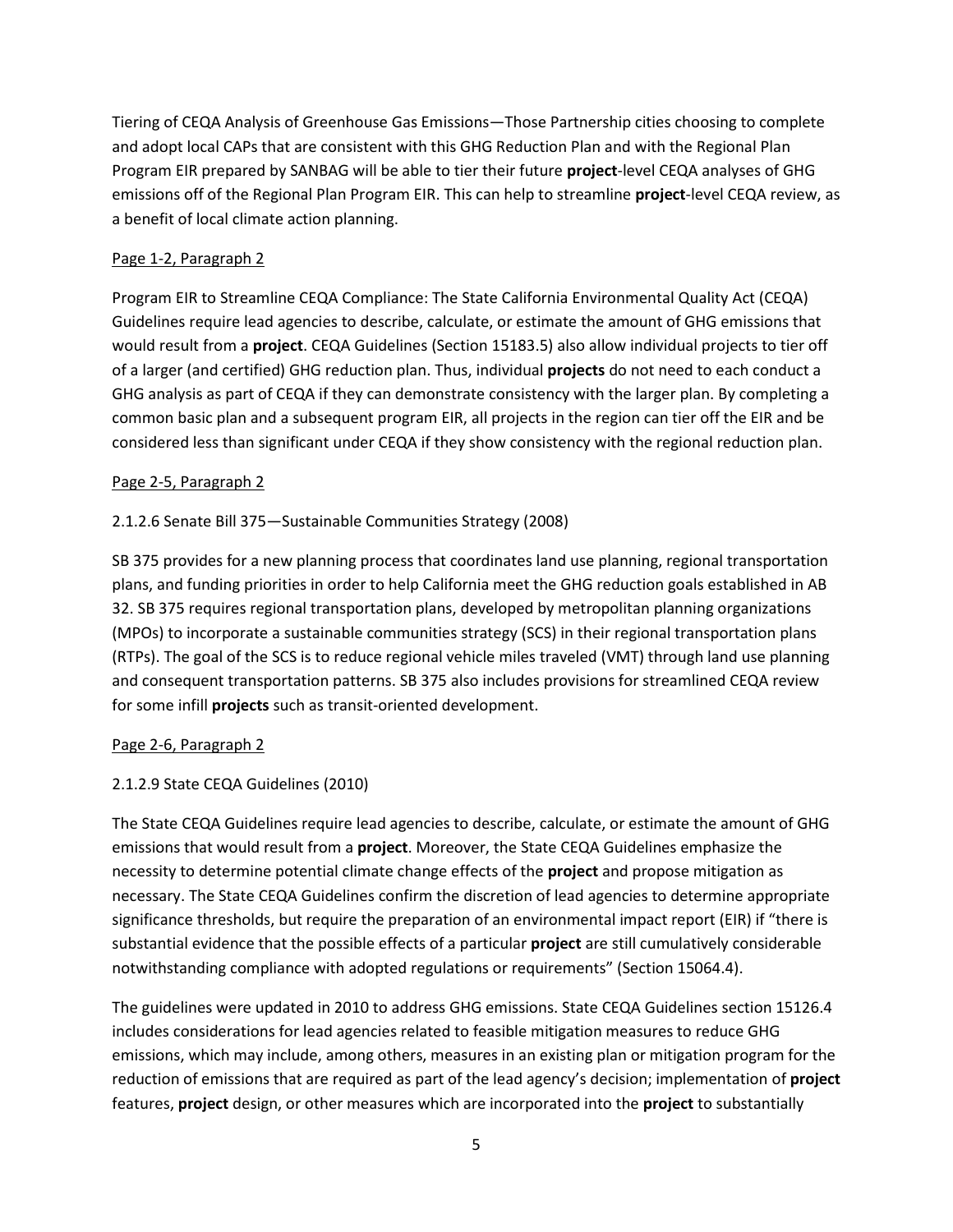Tiering of CEQA Analysis of Greenhouse Gas Emissions—Those Partnership cities choosing to complete and adopt local CAPs that are consistent with this GHG Reduction Plan and with the Regional Plan Program EIR prepared by SANBAG will be able to tier their future **project**-level CEQA analyses of GHG emissions off of the Regional Plan Program EIR. This can help to streamline **project**-level CEQA review, as a benefit of local climate action planning.

<u>Page 1-2, Paragraph 2</u>

Program EIR to Streamline CEQA Compliance: The State California Environmental Quality Act (CEQA) Guidelines require lead agencies to describe, calculate, or estimate the amount of GHG emissions that would result from a **project**. CEQA Guidelines (Section 15183.5) also allow individual projects to tier off of a larger (and certified) GHG reduction plan. Thus, individual **projects** do not need to each conduct a GHG analysis as part of CEQA if they can demonstrate consistency with the larger plan. By completing a common basic plan and a subsequent program EIR, all projects in the region can tier off the EIR and be considered less than significant under CEQA if they show consistency with the regional reduction plan.

<u>Page 2-5, Paragraph 2</u>

2.1.2.6 Senate Bill 375—Sustainable Communities Strategy (2008)

SB 375 provides for a new planning process that coordinates land use planning, regional transportation plans, and funding priorities in order to help California meet the GHG reduction goals established in AB 32. SB 375 requires regional transportation plans, developed by metropolitan planning organizations (MPOs) to incorporate a sustainable communities strategy (SCS) in their regional transportation plans (RTPs). The goal of the SCS is to reduce regional vehicle miles traveled (VMT) through land use planning and consequent transportation patterns. SB 375 also includes provisions for streamlined CEQA review for some infill **projects** such as transit-oriented development.

<u>Page 2-6, Paragraph 2</u>

2.1.2.9 State CEQA Guidelines (2010)

The State CEQA Guidelines require lead agencies to describe, calculate, or estimate the amount of GHG emissions that would result from a **project**. Moreover, the State CEQA Guidelines emphasize the necessity to determine potential climate change effects of the **project** and propose mitigation as necessary. The State CEQA Guidelines confirm the discretion of lead agencies to determine appropriate significance thresholds, but require the preparation of an environmental impact report (EIR) if "there is substantial evidence that the possible effects of a particular **project** are still cumulatively considerable notwithstanding compliance with adopted regulations or requirements" (Section 15064.4).

The guidelines were updated in 2010 to address GHG emissions. State CEQA Guidelines section 15126.4 includes considerations for lead agencies related to feasible mitigation measures to reduce GHG emissions, which may include, among others, measures in an existing plan or mitigation program for the reduction of emissions that are required as part of the lead agency's decision; implementation of **project** features, **project** design, or other measures which are incorporated into the **project** to substantially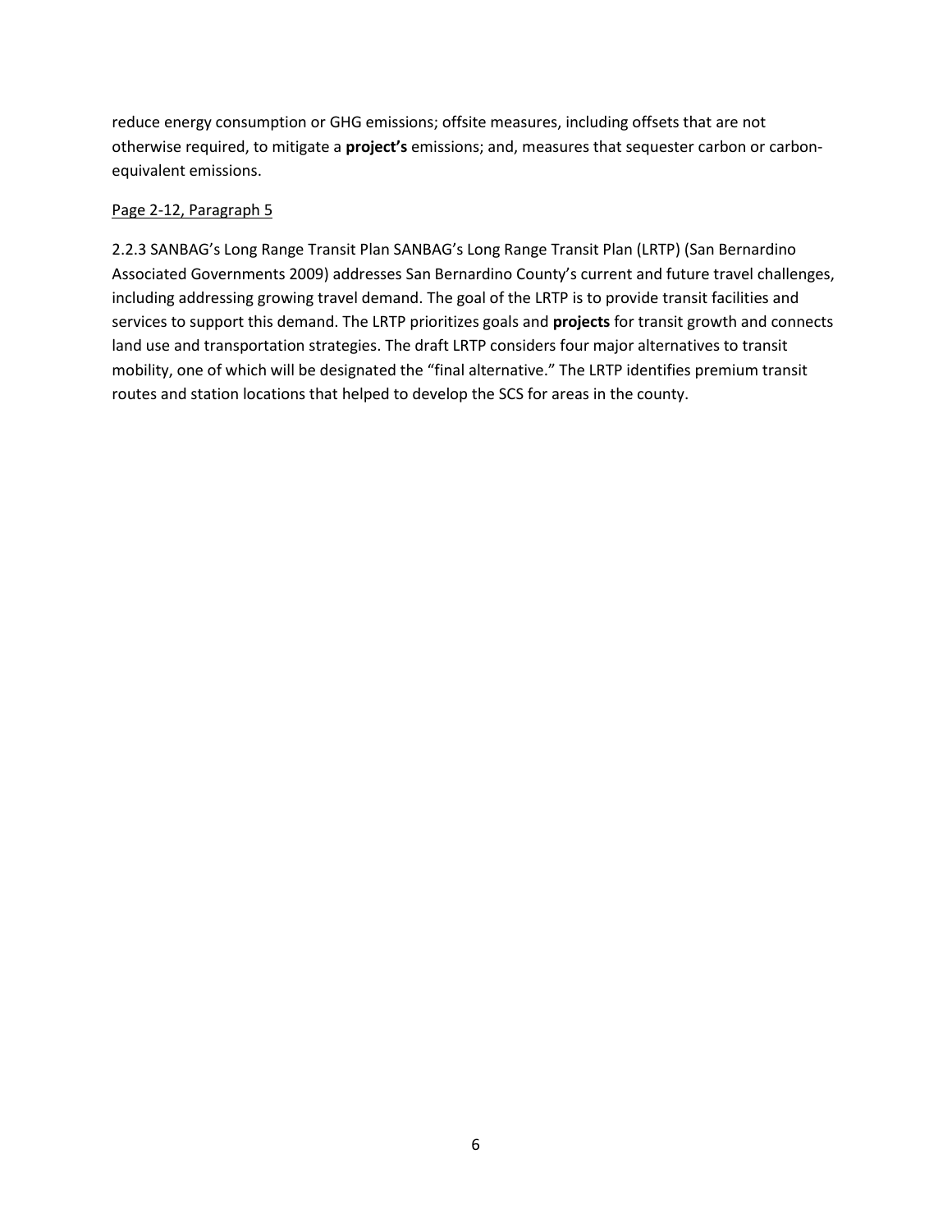reduce energy consumption or GHG emissions; offsite measures, including offsets that are not otherwise required, to mitigate a **project's** emissions; and, measures that sequester carbon or carbon-equivalent emissions.

<u>Page 2-12, Paragraph 5</u>

2.2.3 SANBAG's Long Range Transit Plan SANBAG's Long Range Transit Plan (LRTP) (San Bernardino Associated Governments 2009) addresses San Bernardino County's current and future travel challenges, including addressing growing travel demand. The goal of the LRTP is to provide transit facilities and services to support this demand. The LRTP prioritizes goals and **projects** for transit growth and connects land use and transportation strategies. The draft LRTP considers four major alternatives to transit mobility, one of which will be designated the "final alternative." The LRTP identifies premium transit routes and station locations that helped to develop the SCS for areas in the county.